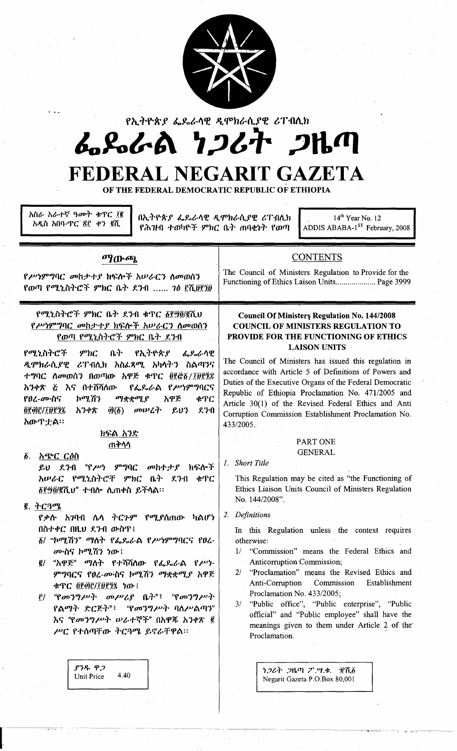የኢትዮጵያ ፌዴራላዊ ዲሞክራሲያዊ ሪፐብሊክ

# ፌዴራል ነጋሪት ጋዜጣ

# FEDERAL NEGARIT GAZETA

OF THE FEDERAL DEMOCRATIC REPUBLIC OF ETHIOPIA

| አስራ አራተኛ ዓመት ቁጥር ፲፪ አዲስ አበባ-ጥር ፳፫ ቀን ፪ሺ | በኢትዮጵያ ፌዴራላዊ ዲሞክራሲያዊ ሪፐብሊክ የሕዝብ ተወካዮች ምክር ቤት ጠባቂነት የወጣ | 14th Year No. 12 ADDIS ABABA-1ST February, 2008 |
|---|---|---|

## ማውጫ

የሥነምግባር መከታተያ ክፍሎች አሠራርን ለመወሰን የወጣ የሚኒስትሮች ምክር ቤት ደንብ ...... ገፅ ፫ሺ፱፻፺፱

## CONTENTS

The Council of Ministers Regulation to Provide for the Functioning of Ethics Laison Units.................... Page 3999

### የሚኒስትሮች ምክር ቤት ደንብ ቁጥር ፩፻፵፬/፪ሺ.ህ
### የሥነምግባር መከታተያ ክፍሎች አሠራርን ለመወሰን የወጣ የሚኒስትሮች ምክር ቤት ደንብ

የሚኒስትሮች ምክር ቤት የኢትዮጵያ ፌዴራላዊ ዲሞክራሲያዊ ሪፐብሊክ አስፈጻሚ አካላትን ስልጣንና ተግባር ለመወሰን በወጣው አዋጅ ቁጥር ፬፻፸፩/፲፱፻፺፯ አንቀጽ ፭ እና በተሻሻለው የፌዴራል የሥነምግባርና የፀረ-ሙስና ኮሚሽን ማቋቋሚያ አዋጅ ቁጥር ፬፻፴፫/፲፱፻፺፯ አንቀጽ ፴(፩) መሠረት ይህን ደንብ አውጥቷል።

#### ክፍል አንድ
#### ጠቅላላ

፩. አጭር ርዕስ

ይህ ደንብ "የሥነ ምግባር መከታተያ ክፍሎች አሠራር የሚኒስትሮች ምክር ቤት ደንብ ቁጥር ፩፻፵፬/፪ሺ.ህ" ተብሎ ሊጠቀስ ይችላል።

፪. ትርጓሜ

የቃሉ አገባብ ሌላ ትርጉም የሚያሰጠው ካልሆነ በስተቀር በዚህ ደንብ ውስጥ፤

፩/ "ኮሚሽን" ማለት የፌዴራል የሥነምግባርና የፀረ-ሙስና ኮሚሽን ነው፤

፪/ "አዋጅ" ማለት የተሻሻለው የፌዴራል የሥነ-ምግባርና የፀረ-ሙስና ኮሚሽን ማቋቋሚያ አዋጅ ቁጥር ፬፻፴፫/፲፱፻፺፯ ነው፤

፫/ "የመንግሥት መሥሪያ ቤት"፣ "የመንግሥት የልማት ድርጅት"፣ "የመንግሥት ባለሥልጣን" እና "የመንግሥት ሠራተኞች" በአዋጁ አንቀጽ ፪ ሥር የተሰጣቸው ትርጓሜ ይኖራቸዋል።

### Council Of Ministerş Regulation No. 144/2008
### COUNCIL OF MINISTERS REGULATION TO PROVIDE FOR THE FUNCTIONING OF ETHICS LAISON UNITS

The Council of Ministers has issued this regulation in accordance with Article 5 of Definitions of Powers and Duties of the Executive Organs of the Federal Democratic Republic of Ethiopia Proclamation No. 471/2005 and Article 30(1) of the Revised Federal Ethics and Anti Corruption Commission Establishment Proclamation No. 433/2005.

#### PART ONE
#### GENERAL

1. *Short Title*

This Regulation may be cited as "the Functioning of Ethics Liaison Units Council of Ministers Regulation No. 144/2008".

2. *Definitions*

In this Regulation unless the context requires otherwise:

1/ "Commission" means the Federal Ethics and Anticorruption Commission;

2/ "Proclamation" means the Revised Ethics and Anti-Corruption Commission Establishment Proclamation No. 433/2005;

3/ "Public office", "Public enterprise", "Public official" and "Public employee" shall have the meanings given to them under Article 2 of the Proclamation.

ያንዱ ዋጋ Unit Price 4.40

ነጋሪት ጋዜጣ ፖ.ሣ.ቁ. ፹ሺ፩ Negarit Gazeta P.O.Box 80,001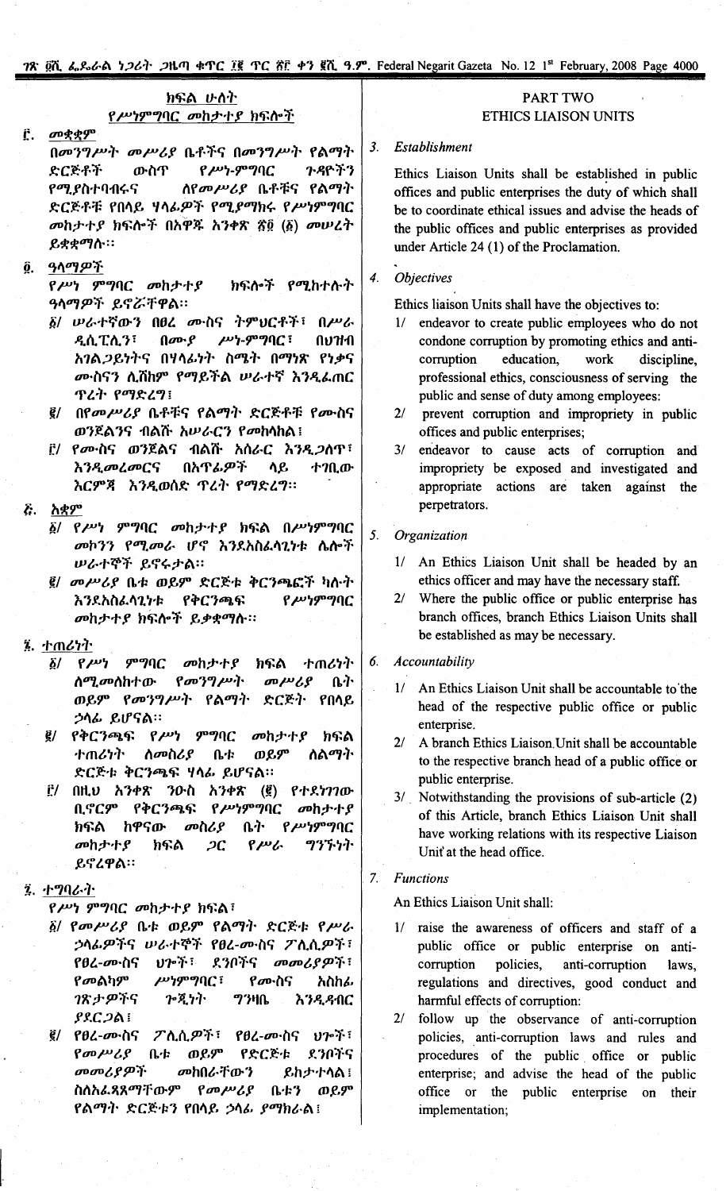## ክፍል ሁለት
### የሥነምግባር መከታተያ ክፍሎች

**፫. መቋቋም**

በመንግሥት መሥሪያ ቤቶችና በመንግሥት የልማት ድርጅቶች ውስጥ የሥነ-ምግባር ጉዳዮችን የሚያስተባብሩና ለየመሥሪያ ቤቶቹና የልማት ድርጅቶቹ የበላይ ሃላፊዎች የሚያማክሩ የሥነምግባር መከታተያ ክፍሎች በአዋጁ አንቀጽ ፳፬ (፩) መሠረት ይቋቋማሉ፡፡

**፬. ዓላማዎች**

የሥነ ምግባር መከታተያ ክፍሎች የሚከተሉት ዓላማዎች ይኖሯቸዋል፡፡

፩/ ሠራተኛውን በፀረ ሙስና ትምህርቶች፣ በሥራ ዲሲፒሊን፣ በሙያ ሥነ-ምግባር፣ በህዝብ አገልጋይነትና በሃላፊነት ስሜት በማነጽ የነቃና ሙስናን ሊሸከም የማይችል ሠራተኛ እንዲፈጠር ጥረት የማድረግ፤

፪/ በየመሥሪያ ቤቶቹና የልማት ድርጅቶቹ የሙስና ወንጀልንና ብልሹ አሠራርን የመከላከል፤

፫/ የሙስና ወንጀልና ብልሹ አሰራር እንዲጋለጥ፣ እንዲመረመርና በአጥፊዎች ላይ ተገቢው እርምጃ እንዲወሰድ ጥረት የማድረግ፡፡

**፭. አቋም**

፩/ የሥነ ምግባር መከታተያ ክፍል በሥነምግባር መኮንን የሚመራ ሆኖ እንደአስፈላጊነቱ ሌሎች ሠራተኞች ይኖሩታል፡፡

፪/ መሥሪያ ቤቱ ወይም ድርጅቱ ቅርንጫፎች ካሉት እንደአስፈላጊነቱ የቅርንጫፍ የሥነምግባር መከታተያ ክፍሎች ይቋቋማሉ፡፡

**፮. ተጠሪነት**

፩/ የሥነ ምግባር መከታተያ ክፍል ተጠሪነት ለሚመለከተው የመንግሥት መሥሪያ ቤት ወይም የመንግሥት የልማት ድርጅት የበላይ ኃላፊ ይሆናል፡፡

፪/ የቅርንጫፍ የሥነ ምግባር መከታተያ ክፍል ተጠሪነት ለመስሪያ ቤቱ ወይም ለልማት ድርጅቱ ቅርንጫፍ ሃላፊ ይሆናል፡፡

፫/ በዚህ አንቀጽ ንዑስ አንቀጽ (፪) የተደነገገው ቢኖርም የቅርንጫፍ የሥነምግባር መከታተያ ክፍል ከዋናው መስሪያ ቤት የሥነምግባር መከታተያ ክፍል ጋር የሥራ ግንኙነት ይኖረዋል፡፡

**፯. ተግባራት**

የሥነ ምግባር መከታተያ ክፍል፣

፩/ የመሥሪያ ቤቱ ወይም የልማት ድርጅቱ የሥራ ኃላፊዎችና ሠራተኞች የፀረ-ሙስና ፖሊሲዎች፣ የፀረ-ሙስና ህጐች፣ ደንቦችና መመሪያዎች፣ የመልካም ሥነምግባር፣ የሙስና አስከፊ ገጽታዎችና ጉዳት ግንዛቤ እንዲዳብር ያደርጋል፤

፪/ የፀረ-ሙስና ፖሊሲዎች፣ የፀረ-ሙስና ህጐች፣ የመሥሪያ ቤቱ ወይም የድርጅቱ ደንቦችና መመሪያዎች መከበራቸውን ይከታተላል፤ ስለአፈጻጸማቸውም የመሥሪያ ቤቱን ወይም የልማት ድርጅቱን የበላይ ኃላፊ ያማክራል፤

## PART TWO
### ETHICS LIAISON UNITS

*3. Establishment*

Ethics Liaison Units shall be established in public offices and public enterprises the duty of which shall be to coordinate ethical issues and advise the heads of the public offices and public enterprises as provided under Article 24 (1) of the Proclamation.

*4. Objectives*

Ethics liaison Units shall have the objectives to:

1/ endeavor to create public employees who do not condone corruption by promoting ethics and anti-corruption education, work discipline, professional ethics, consciousness of serving the public and sense of duty among employees:

2/ prevent corruption and impropriety in public offices and public enterprises;

3/ endeavor to cause acts of corruption and impropriety be exposed and investigated and appropriate actions are taken against the perpetrators.

*5. Organization*

1/ An Ethics Liaison Unit shall be headed by an ethics officer and may have the necessary staff.

2/ Where the public office or public enterprise has branch offices, branch Ethics Liaison Units shall be established as may be necessary.

*6. Accountability*

1/ An Ethics Liaison Unit shall be accountable to the head of the respective public office or public enterprise.

2/ A branch Ethics Liaison Unit shall be accountable to the respective branch head of a public office or public enterprise.

3/ Notwithstanding the provisions of sub-article (2) of this Article, branch Ethics Liaison Unit shall have working relations with its respective Liaison Unit at the head office.

*7. Functions*

An Ethics Liaison Unit shall:

1/ raise the awareness of officers and staff of a public office or public enterprise on anti-corruption policies, anti-corruption laws, regulations and directives, good conduct and harmful effects of corruption:

2/ follow up the observance of anti-corruption policies, anti-corruption laws and rules and procedures of the public office or public enterprise; and advise the head of the public office or the public enterprise on their implementation;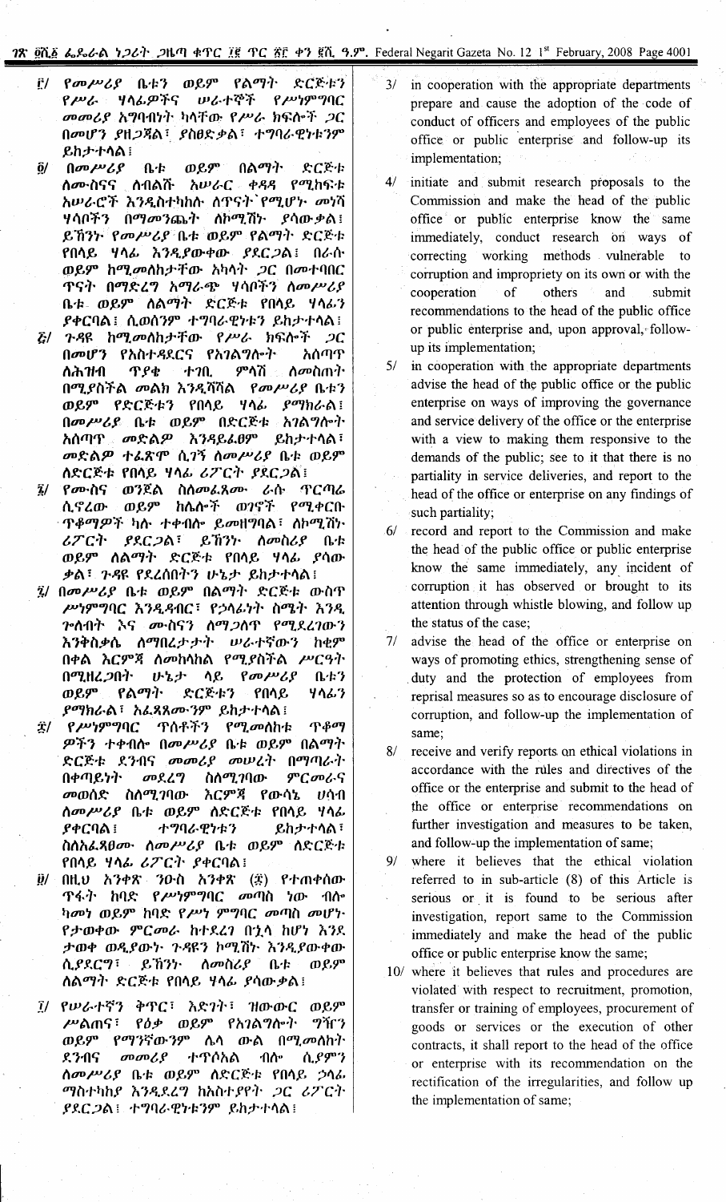፫/ የመሥሪያ ቤቱን ወይም የልማት ድርጅቱን የሥራ ሃላፊዎችና ሠራተኞች የሥነምግባር መመሪያ አግባብነት ካላቸው የሥራ ክፍሎች ጋር በመሆን ያዘጋጃል፣ ያስፀድቃል፣ ተግባራዊነቱንም ይከታተላል፣

፬/ በመሥሪያ ቤቱ ወይም በልማት ድርጅቱ ለሙስናና ለብልሹ አሠራር ቀዳዳ የሚከፍቱ አሠራሮች እንዲስተካከሉ ለጥናት የሚሆኑ መነሻ ሃሳቦችን በማመንጨት ለኮሚሽኑ ያሳውቃል፣ ይኸንኑ የመሥሪያ ቤቱ ወይም የልማት ድርጅቱ የበላይ ሃላፊ እንዲያውቀው ያደርጋል፣ በራሱ ወይም ከሚመለከታቸው አካላት ጋር በመተባበር ጥናት በማድረግ አማራጭ ሃሳቦችን ለመሥሪያ ቤቱ ወይም ለልማት ድርጅቱ የበላይ ሃላፊ ያቀርባል፣ ሲወሰንም ተግባራዊነቱን ይከታተላል፣

፭/ ጉዳዩ ከሚመለከታቸው የሥራ ክፍሎች ጋር በመሆን የአስተዳደርና የአገልግሎት አሰጣጥ ለሕዝብ ጥያቄ ተገቢ ምላሽ ለመስጠት በሚያስችል መልክ እንዲሻሻል የመሥሪያ ቤቱን ወይም የድርጅቱን የበላይ ሃላፊ ያማክራል፣ በመሥሪያ ቤቱ ወይም በድርጅቱ አገልግሎት አሰጣጥ መድልዎ እንዳይፈፀም ይከታተላል፣ መድልዎ ተፈጽሞ ሲገኝ ለመሥሪያ ቤቱ ወይም ለድርጅቱ የበላይ ሃላፊ ሪፖርት ያደርጋል፣

፮/ የሙስና ወንጀል ስለመፈጸሙ ራሱ ጥርጣሬ ሲኖረው ወይም ከሌሎች ወገኖች የሚቀርቡ ጥቆማዎችን ካሉ ተቀብሎ ይመዘግባል፣ ለኮሚሽኑ ሪፖርት ያደርጋል፣ ይኸንኑ ለመስሪያ ቤቱ ወይም ለልማት ድርጅቱ የበላይ ሃላፊ ያሳውቃል፣ ጉዳዩ የደረሰበትን ሁኔታ ይከታተላል፣

፯/ በመሥሪያ ቤቱ ወይም በልማት ድርጅቱ ውስጥ ሥነምግባር እንዲዳብር፣ የኃላፊነት ስሜት እንዲጎለብት እና ሙስናን ለማጋለጥ የሚደረገውን እንቅስቃሴ ለማበረታታት ሠራተኛውን ከቂም በቀል እርምጃ ለመከላከል የሚያስችል ሥርዓት በሚዘረጋበት ሁኔታ ላይ የመሥሪያ ቤቱን ወይም የልማት ድርጅቱን የበላይ ሃላፊን ያማክራል፣ አፈጻጸሙንም ይከታተላል፣

፰/ የሥነምግባር ጥሰቶችን የሚመለከቱ ጥቆማዎችን ተቀብሎ በመሥሪያ ቤቱ ወይም በልማት ድርጅቱ ደንብና መመሪያ መሠረት በማጣራት በቀጣይነት መደረግ ስለሚገባው ምርመራና መወሰድ ስለሚገባው እርምጃ የውሳኔ ሀሳብ ለመሥሪያ ቤቱ ወይም ለድርጅቱ የበላይ ሃላፊ ያቀርባል፣ ተግባራዊነቱን ይከታተላል፣ ስለአፈጻፀሙ ለመሥሪያ ቤቱ ወይም ለድርጅቱ የበላይ ሃላፊ ሪፖርት ያቀርባል፣

፱/ በዚህ አንቀጽ ንዑስ አንቀጽ (፰) የተጠቀሰው ጥፋት ከባድ የሥነምግባር መጣስ ነው ብሎ ካመነ ወይም ከባድ የሥነ ምግባር መጣስ መሆኑ የታወቀው ምርመራ ከተደረገ በኋላ ከሆነ እንደ ታወቀ ወዲያውኑ ጉዳዩን ለኮሚሽኑ እንዲያውቀው ሲያደርግ፣ ይኸንኑ ለመስሪያ ቤቱ ወይም ለልማት ድርጅቱ የበላይ ሃላፊ ያሳውቃል፣

፲/ የሠራተኛን ቅጥር፣ እድገት፣ ዝውውር ወይም ሥልጠና፣ የዕቃ ወይም የአገልግሎት ግዥን ወይም የማንኛውንም ሌላ ውል በሚመለከት ደንብና መመሪያ ተጥሶአል ብሎ ሲያምን ለመሥሪያ ቤቱ ወይም ለድርጅቱ የበላይ ኃላፊ ማስተካከያ እንዲደረግ ከአስተያየት ጋር ሪፖርት ያደርጋል፣ ተግባራዊነቱንም ይከታተላል፣

3/ in cooperation with the appropriate departments prepare and cause the adoption of the code of conduct of officers and employees of the public office or public enterprise and follow-up its implementation;

4/ initiate and submit research proposals to the Commission and make the head of the public office or public enterprise know the same immediately, conduct research on ways of correcting working methods vulnerable to corruption and impropriety on its own or with the cooperation of others and submit recommendations to the head of the public office or public enterprise and, upon approval, follow-up its implementation;

5/ in cooperation with the appropriate departments advise the head of the public office or the public enterprise on ways of improving the governance and service delivery of the office or the enterprise with a view to making them responsive to the demands of the public; see to it that there is no partiality in service deliveries, and report to the head of the office or enterprise on any findings of such partiality;

6/ record and report to the Commission and make the head of the public office or public enterprise know the same immediately, any incident of corruption it has observed or brought to its attention through whistle blowing, and follow up the status of the case;

7/ advise the head of the office or enterprise on ways of promoting ethics, strengthening sense of duty and the protection of employees from reprisal measures so as to encourage disclosure of corruption, and follow-up the implementation of same;

8/ receive and verify reports on ethical violations in accordance with the rules and directives of the office or the enterprise and submit to the head of the office or enterprise recommendations on further investigation and measures to be taken, and follow-up the implementation of same;

9/ where it believes that the ethical violation referred to in sub-article (8) of this Article is serious or it is found to be serious after investigation, report same to the Commission immediately and make the head of the public office or public enterprise know the same;

10/ where it believes that rules and procedures are violated with respect to recruitment, promotion, transfer or training of employees, procurement of goods or services or the execution of other contracts, it shall report to the head of the office or enterprise with its recommendation on the rectification of the irregularities, and follow up the implementation of same;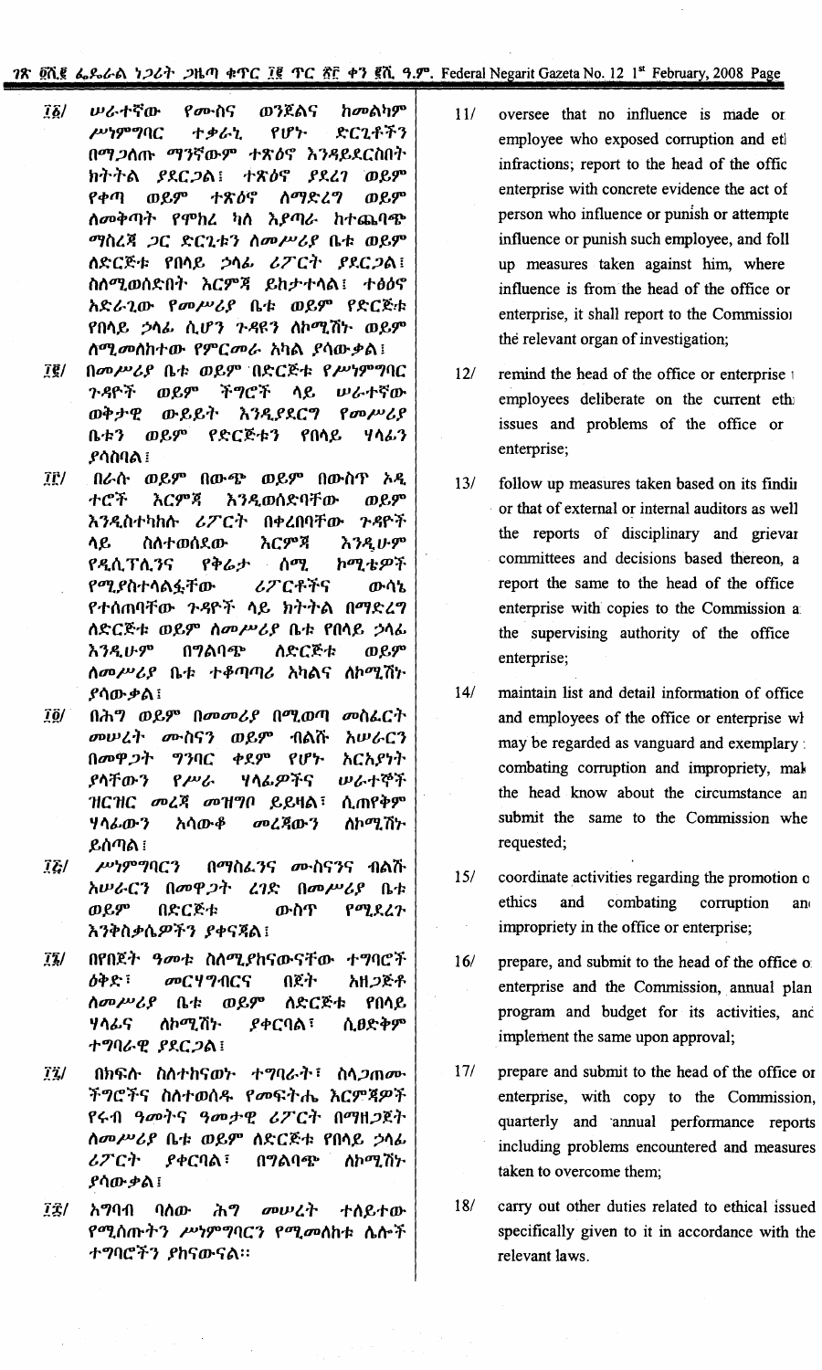፲፩/ ሠራተኛው የሙስና ወንጀልና ከመልካም ሥነምግባር ተቃራኒ የሆኑ ድርጊቶችን በማጋለጡ ማንኛውም ተጽዕኖ እንዳይደርስበት ክትትል ያደርጋል፤ ተጽዕኖ ያደረገ ወይም የቀጣ ወይም ተጽዕኖ ለማድረግ ወይም ለመቅጣት የሞከረ ካለ እያጣራ ከተጨባጭ ማስረጃ ጋር ድርጊቱን ለመሥሪያ ቤቱ ወይም ለድርጅቱ የበላይ ኃላፊ ሪፖርት ያደርጋል፤ ስለሚወሰድበት እርምጃ ይከታተላል፤ ተፅዕኖ አድራጊው የመሥሪያ ቤቱ ወይም የድርጅቱ የበላይ ኃላፊ ሲሆን ጉዳዩን ለኮሚሽኑ ወይም ለሚመለከተው የምርመራ አካል ያሳውቃል፤

፲፪/ በመሥሪያ ቤቱ ወይም በድርጅቱ የሥነምግባር ጉዳዮች ወይም ችግሮች ላይ ሠራተኛው ወቅታዊ ውይይት እንዲያደርግ የመሥሪያ ቤቱን ወይም የድርጅቱን የበላይ ሃላፊን ያሳስባል፤

፲፫/ በራሱ ወይም በውጭ ወይም በውስጥ ኦዲተሮች እርምጃ እንዲወሰድባቸው ወይም እንዲስተካከሉ ሪፖርት በቀረበባቸው ጉዳዮች ላይ ስለተወሰደው እርምጃ እንዲሁም የዲሲፕሊንና የቅሬታ ሰሚ ኮሚቴዎች የሚያስተላልፏቸው ሪፖርቶችና ውሳኔ የተሰጠባቸው ጉዳዮች ላይ ክትትል በማድረግ ለድርጅቱ ወይም ለመሥሪያ ቤቱ የበላይ ኃላፊ እንዲሁም በግልባጭ ለድርጅቱ ወይም ለመሥሪያ ቤቱ ተቆጣጣሪ አካልና ለኮሚሽኑ ያሳውቃል፤

፲፬/ በሕግ ወይም በመመሪያ በሚወጣ መስፈርት መሠረት ሙስናን ወይም ብልሹ አሠራርን በመዋጋት ግንባር ቀደም የሆኑ አርአያነት ያላቸውን የሥራ ሃላፊዎችና ሠራተኞች ዝርዝር መረጃ መዝግቦ ይይዛል፤ ሲጠየቅም ሃላፊውን አሳውቆ መረጃውን ለኮሚሽኑ ይሰጣል፤

፲፭/ ሥነምግባርን በማስፈንና ሙስናንና ብልሹ አሠራርን በመዋጋት ረገድ በመሥሪያ ቤቱ ወይም በድርጅቱ ውስጥ የሚደረጉ እንቅስቃሴዎችን ያቀናጃል፤

፲፮/ በየበጀት ዓመቱ ስለሚያከናውናቸው ተግባሮች ዕቅድ፣ መርሃግብርና በጀት አዘጋጅቶ ለመሥሪያ ቤቱ ወይም ለድርጅቱ የበላይ ሃላፊና ለኮሚሽኑ ያቀርባል፤ ሲፀድቅም ተግባራዊ ያደርጋል፤

፲፯/ በክፍሉ ስለተከናወኑ ተግባራት፣ ስላጋጠሙ ችግሮችና ስለተወሰዱ የመፍትሔ እርምጃዎች የሩብ ዓመትና ዓመታዊ ሪፖርት በማዘጋጀት ለመሥሪያ ቤቱ ወይም ለድርጅቱ የበላይ ኃላፊ ሪፖርት ያቀርባል፤ በግልባጭ ለኮሚሽኑ ያሳውቃል፤

፲፰/ አግባብ ባለው ሕግ መሠረት ተለይተው የሚሰጡትን ሥነምግባርን የሚመለከቱ ሌሎች ተግባሮችን ያከናውናል።

11/ oversee that no influence is made or employee who exposed corruption and etl infractions; report to the head of the offic enterprise with concrete evidence the act of person who influence or punish or attempte influence or punish such employee, and foll up measures taken against him, where influence is from the head of the office or enterprise, it shall report to the Commission the relevant organ of investigation;

12/ remind the head of the office or enterprise t employees deliberate on the current ethi issues and problems of the office or enterprise;

13/ follow up measures taken based on its findin or that of external or internal auditors as well the reports of disciplinary and grievar committees and decisions based thereon, a report the same to the head of the office enterprise with copies to the Commission a the supervising authority of the office enterprise;

14/ maintain list and detail information of office and employees of the office or enterprise wh may be regarded as vanguard and exemplary combating corruption and impropriety, mak the head know about the circumstance an submit the same to the Commission whe requested;

15/ coordinate activities regarding the promotion o ethics and combating corruption an impropriety in the office or enterprise;

16/ prepare, and submit to the head of the office o enterprise and the Commission, annual plan program and budget for its activities, and implement the same upon approval;

17/ prepare and submit to the head of the office or enterprise, with copy to the Commission, quarterly and annual performance reports including problems encountered and measures taken to overcome them;

18/ carry out other duties related to ethical issued specifically given to it in accordance with the relevant laws.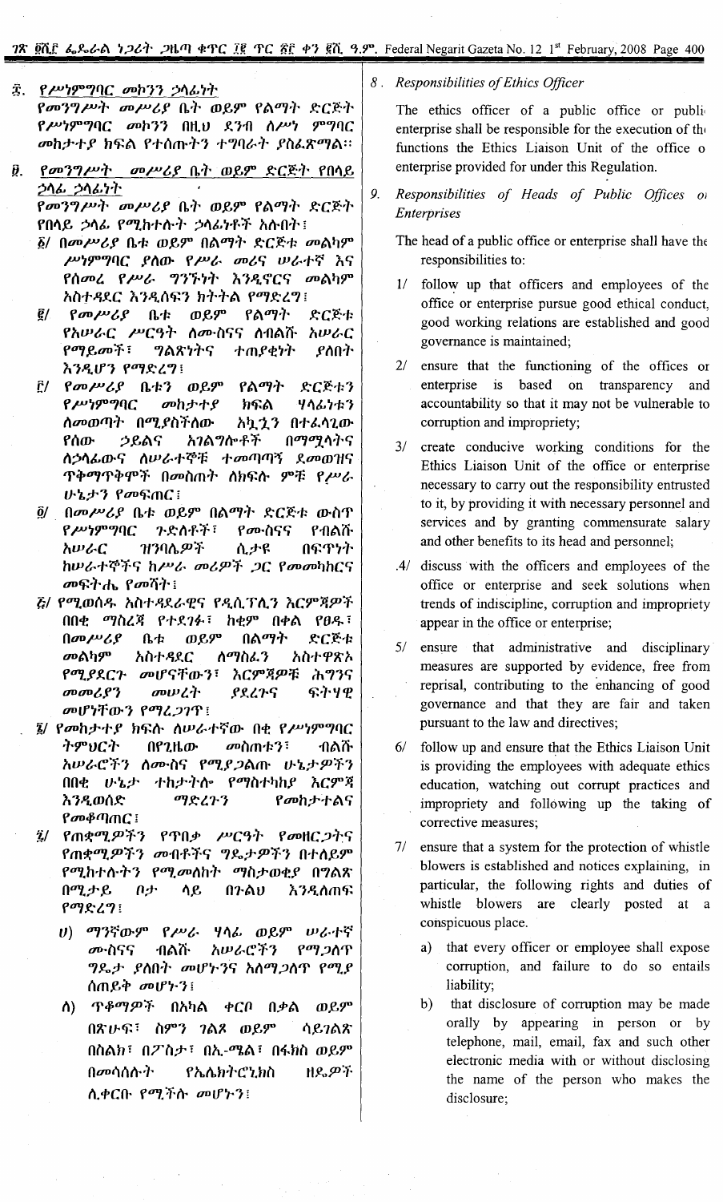፰. የሥነምግባር መኮንን ኃላፊነት

የመንግሥት መሥሪያ ቤት ወይም የልማት ድርጅት የሥነምግባር መኮንን በዚህ ደንብ ለሥነ ምግባር መከታተያ ክፍል የተሰጡትን ተግባራት ያስፈጽማል፡፡

፱. የመንግሥት መሥሪያ ቤት ወይም ድርጅት የበላይ ኃላፊ ኃላፊነት

የመንግሥት መሥሪያ ቤት ወይም የልማት ድርጅት የበላይ ኃላፊ የሚከተሉት ኃላፊነቶች አሉበት፤

፩/ በመሥሪያ ቤቱ ወይም በልማት ድርጅቱ መልካም ሥነምግባር ያለው የሥራ መሪና ሠራተኛ እና የሰመረ የሥራ ግንኙነት እንዲኖርና መልካም አስተዳደር እንዲሰፍን ክትትል የማድረግ፤

፪/ የመሥሪያ ቤቱ ወይም የልማት ድርጅቱ የአሠራር ሥርዓት ለሙስናና ለብልሹ አሠራር የማይጋለጥ፣ ግልጽነትና ተጠያቂነት ያለበት እንዲሆን የማድረግ፤

፫/ የመሥሪያ ቤቱን ወይም የልማት ድርጅቱን የሥነምግባር መከታተያ ክፍል ሃላፊነቱን ለመወጣት በሚያስችለው አኳኋን በተፈላጊው የሰው ኃይልና አገልግሎቶች በማሟላትና ለኃላፊውና ለሠራተኞቹ ተመጣጣኝ ደመወዝና ጥቅማጥቅሞች በመስጠት ለክፍሉ ምቹ የሥራ ሁኔታን የመፍጠር፤

፬/ በመሥሪያ ቤቱ ወይም በልማት ድርጅቱ ውስጥ የሥነምግባር ጉድለቶች፣ የሙስናና የብልሹ አሠራር ዝንባሌዎች ሲታዩ በፍጥነት ከሠራተኞችና ከሥራ መሪዎች ጋር የመመካከርና መፍትሔ የመሻት፤

፭/ የሚወሰዱ አስተዳደራዊና የዲሲፕሊን እርምጃዎች በበቂ ማስረጃ የተደገፉ፣ ከቂም በቀል የፀዱ፣ በመሥሪያ ቤቱ ወይም በልማት ድርጅቱ መልካም አስተዳደር ለማስፈን አስተዋጽኦ የሚያደርጉ መሆናቸውን፣ እርምጃዎቹ ሕግንና መመሪያን መሠረት ያደረጉና ፍትሃዊ መሆናቸውን የማረጋገጥ፤

፮/ የመከታተያ ክፍሉ ለሠራተኛው በቂ የሥነምግባር ትምህርት በየጊዜው መስጠቱን፣ ብልሹ አሠራሮችን ለሙስና የሚያጋልጡ ሁኔታዎችን በበቂ ሁኔታ ተከታትሎ የማስተካከያ እርምጃ እንዲወሰድ ማድረጉን የመከታተልና የመቆጣጠር፤

፯/ የጠቋሚዎችን የጥበቃ ሥርዓት የመዘርጋትና የጠቋሚዎችን መብቶችና ግዴታዎችን በተለይም የሚከተሉትን የሚመለከት ማስታወቂያ በግልጽ በሚታይ ቦታ ላይ በጉልህ እንዲለጠፍ የማድረግ፤

ሀ) ማንኛውም የሥራ ሃላፊ ወይም ሠራተኛ ሙስናና ብልሹ አሠራሮችን የማጋለጥ ግዴታ ያለበት መሆኑንና አለማጋለጥ የሚያስጠይቅ መሆኑን፤

ለ) ጥቆማዎች በአካል ቀርቦ በቃል ወይም በጽሁፍ፣ ስምን ገልጾ ወይም ሳይገልጽ በስልክ፣ በፖስታ፣ በኢ-ሜል፣ በፋክስ ወይም በመሳሰሉት የኤሌክትሮኒክስ ዘዴዎች ሊቀርቡ የሚችሉ መሆኑን፤

8. *Responsibilities of Ethics Officer*

The ethics officer of a public office or public enterprise shall be responsible for the execution of the functions the Ethics Liaison Unit of the office or enterprise provided for under this Regulation.

9. *Responsibilities of Heads of Public Offices or Enterprises*

The head of a public office or enterprise shall have the responsibilities to:

1/ follow up that officers and employees of the office or enterprise pursue good ethical conduct, good working relations are established and good governance is maintained;

2/ ensure that the functioning of the offices or enterprise is based on transparency and accountability so that it may not be vulnerable to corruption and impropriety;

3/ create conducive working conditions for the Ethics Liaison Unit of the office or enterprise necessary to carry out the responsibility entrusted to it, by providing it with necessary personnel and services and by granting commensurate salary and other benefits to its head and personnel;

4/ discuss with the officers and employees of the office or enterprise and seek solutions when trends of indiscipline, corruption and impropriety appear in the office or enterprise;

5/ ensure that administrative and disciplinary measures are supported by evidence, free from reprisal, contributing to the enhancing of good governance and that they are fair and taken pursuant to the law and directives;

6/ follow up and ensure that the Ethics Liaison Unit is providing the employees with adequate ethics education, watching out corrupt practices and impropriety and following up the taking of corrective measures;

7/ ensure that a system for the protection of whistle blowers is established and notices explaining, in particular, the following rights and duties of whistle blowers are clearly posted at a conspicuous place.

a) that every officer or employee shall expose corruption, and failure to do so entails liability;

b) that disclosure of corruption may be made orally by appearing in person or by telephone, mail, email, fax and such other electronic media with or without disclosing the name of the person who makes the disclosure;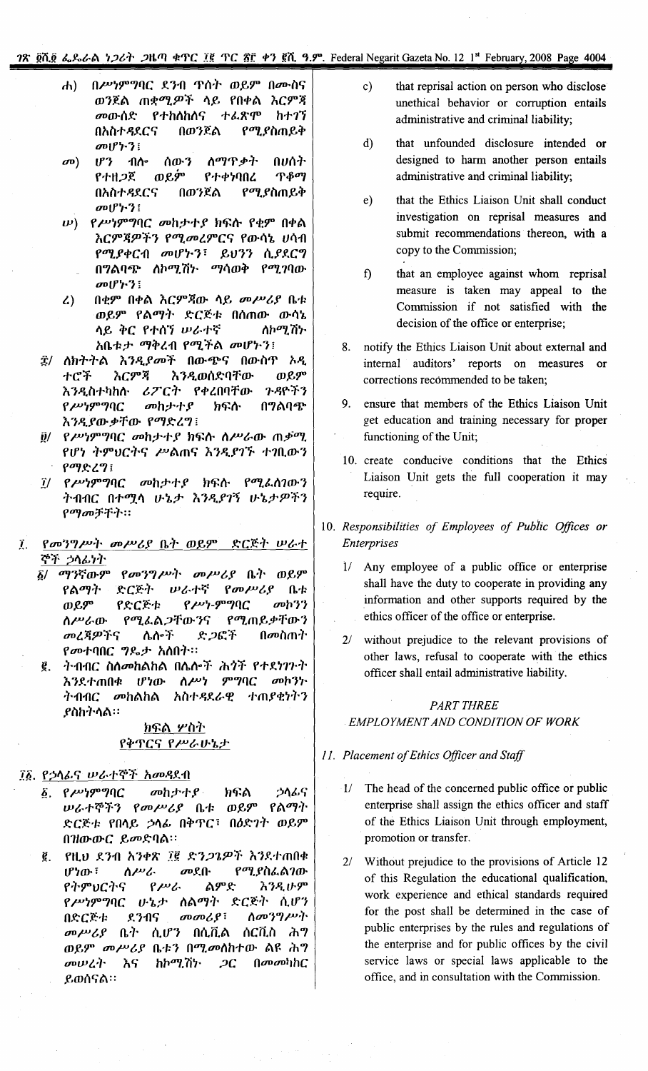ሐ) በሥነምግባር ደንብ ጥሰት ወይም በሙስና ወንጀል ጠቋሚዎች ላይ የበቀል እርምጃ መውሰድ የተከለከለና ተፈጽሞ ከተገኘ በአስተዳደርና በወንጀል የሚያስጠይቅ መሆኑን፤

መ) ሆን ብሎ ሰውን ለማጥቃት በሀሰት የተዘጋጀ ወይም የተቀነባበረ ጥቆማ በአስተዳደርና በወንጀል የሚያስጠይቅ መሆኑን፤

ሠ) የሥነምግባር መከታተያ ክፍሉ የቂም በቀል እርምጃዎችን የሚመረምርና የውሳኔ ሀሳብ የሚያቀርብ መሆኑን፤ ይህንን ሲያደርግ በግልባጭ ለኮሚሽኑ ማሳወቅ የሚገባው መሆኑን፤

ረ) በቂም በቀል እርምጃው ላይ መሥሪያ ቤቱ ወይም የልማት ድርጅቱ በሰጠው ውሳኔ ላይ ቅር የተሰኘ ሠራተኛ ለኮሚሽኑ አቤቱታ ማቅረብ የሚችል መሆኑን፤

፰/ ለክትትል እንዲያመች በውጭና በውስጥ ኦዲተሮች እርምጃ እንዲወሰድባቸው ወይም እንዲስተካከሉ ሪፖርት የቀረበባቸው ጉዳዮችን የሥነምግባር መከታተያ ክፍሉ በግልባጭ እንዲያውቃቸው የማድረግ፤

፱/ የሥነምግባር መከታተያ ክፍሉ ለሥራው ጠቃሚ የሆነ ትምህርትና ሥልጠና እንዲያገኝ ተገቢውን የማድረግ፤

፲/ የሥነምግባር መከታተያ ክፍሉ የሚፈለገውን ትብብር በተሟላ ሁኔታ እንዲያገኝ ሁኔታዎችን የማመቻቸት።

## ፲. የመንግሥት መሥሪያ ቤት ወይም ድርጅት ሠራተኞች ኃላፊነት

፩/ ማንኛውም የመንግሥት መሥሪያ ቤት ወይም የልማት ድርጅት ሠራተኛ የመሥሪያ ቤቱ ወይም የድርጅቱ የሥነ-ምግባር መኮንን ለሥራው የሚፈልጋቸውንና የሚጠይቃቸውን መረጃዎችና ሌሎች ድጋፎች በመስጠት የመተባበር ግዴታ አለበት።

፪. ትብብር ስለመከልከል በሌሎች ሕጎች የተደነገጉት እንደተጠበቁ ሆነው ለሥነ ምግባር መኮንኑ ትብብር መከልከል አስተዳደራዊ ተጠያቂነትን ያስከትላል።

## ክፍል ሦስት
## የቅጥርና የሥራ ሁኔታ

## ፲፩. የኃላፊና ሠራተኞች አመዳደብ

፩. የሥነምግባር መከታተያ ክፍል ኃላፊና ሠራተኞችን የመሥሪያ ቤቱ ወይም የልማት ድርጅቱ የበላይ ኃላፊ በቅጥር፣ በዕድገት ወይም በዝውውር ይመድባል።

፪. የዚህ ደንብ አንቀጽ ፲፪ ድንጋጌዎች እንደተጠበቁ ሆነው፣ ለሥራ መደቡ የሚያስፈልገው የትምህርትና የሥራ ልምድ እንዲሁም የሥነምግባር ሁኔታ ለልማት ድርጅት ሲሆን በድርጅቱ ደንብና መመሪያ፣ ለመንግሥት መሥሪያ ቤት ሲሆን በሲቪል ሰርቪስ ሕግ ወይም መሥሪያ ቤቱን በሚመለከተው ልዩ ሕግ መሠረት እና ከኮሚሽኑ ጋር በመመካከር ይወሰናል።

c) that reprisal action on person who disclose unethical behavior or corruption entails administrative and criminal liability;

d) that unfounded disclosure intended or designed to harm another person entails administrative and criminal liability;

e) that the Ethics Liaison Unit shall conduct investigation on reprisal measures and submit recommendations thereon, with a copy to the Commission;

f) that an employee against whom reprisal measure is taken may appeal to the Commission if not satisfied with the decision of the office or enterprise;

8. notify the Ethics Liaison Unit about external and internal auditors' reports on measures or corrections recommended to be taken;

9. ensure that members of the Ethics Liaison Unit get education and training necessary for proper functioning of the Unit;

10. create conducive conditions that the Ethics Liaison Unit gets the full cooperation it may require.

## 10. *Responsibilities of Employees of Public Offices or Enterprises*

1/ Any employee of a public office or enterprise shall have the duty to cooperate in providing any information and other supports required by the ethics officer of the office or enterprise.

2/ without prejudice to the relevant provisions of other laws, refusal to cooperate with the ethics officer shall entail administrative liability.

## *PART THREE*
## *EMPLOYMENT AND CONDITION OF WORK*

## 11. *Placement of Ethics Officer and Staff*

1/ The head of the concerned public office or public enterprise shall assign the ethics officer and staff of the Ethics Liaison Unit through employment, promotion or transfer.

2/ Without prejudice to the provisions of Article 12 of this Regulation the educational qualification, work experience and ethical standards required for the post shall be determined in the case of public enterprises by the rules and regulations of the enterprise and for public offices by the civil service laws or special laws applicable to the office, and in consultation with the Commission.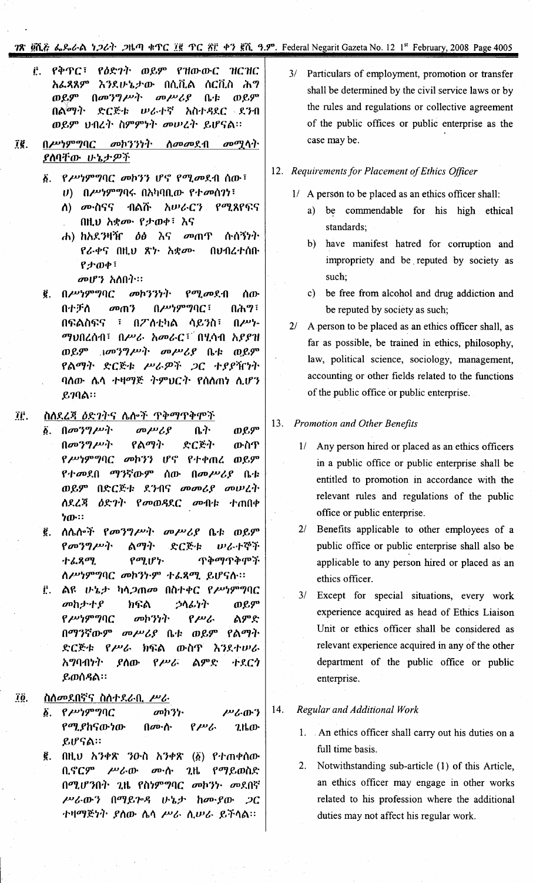፫. የቅጥር፣ የዕድገት ወይም የዝውውር ዝርዝር አፈጻጸም እንደሁኔታው በሲቪል ሰርቪስ ሕግ ወይም በመንግሥት መሥሪያ ቤቱ ወይም በልማት ድርጅቱ ሠራተኛ አስተዳደር ደንብ ወይም ህብረት ስምምነት መሠረት ይሆናል፡፡

## ፲፪. በሥነምግባር መከንንነት ለመመደብ መሟላት ያለባቸው ሁኔታዎች

፩. የሥነምግባር መከንን ሆኖ የሚመደብ ሰው፣

ሀ) በሥነምግባሩ በአካባቢው የተመሰገነ፣

ለ) ሙስናና ብልሹ አሠራርን የሚጸየፍና በዚህ አቋሙ የታወቀ፣ እና

ሐ) ከአደንዛዥ ዕፅ እና መጠጥ ሱሰኝነት የራቀና በዚህ ጽኑ አቋሙ በህብረተሰቡ የታወቀ፣

መሆን አለበት፡፡

፪. በሥነምግባር መከንንነት የሚመደብ ሰው በተቻለ መጠን በሥነምግባር፣ በሕግ፣ በፍልስፍና ፣ በፖለቲካል ሳይንስ፣ በሥነ-ማህበረሰብ፣ በሥራ አመራር፣ በሂሳብ አያያዝ ወይም በመንግሥት መሥሪያ ቤቱ ወይም የልማት ድርጅቱ ሥራዎች ጋር ተያያዥነት ባለው ሌላ ተዛማጅ ትምህርት የሰለጠነ ሊሆን ይገባል፡፡

## ፲፫. ስለደረጃ ዕድገትና ሌሎች ጥቅማጥቅሞች

፩. በመንግሥት መሥሪያ ቤት ወይም በመንግሥት የልማት ድርጅት ውስጥ የሥነምግባር መከንን ሆኖ የተቀጠረ ወይም የተመደበ ማንኛውም ሰው በመሥሪያ ቤቱ ወይም በድርጅቱ ደንብና መመሪያ መሠረት ስደረጃ ዕድገት የመወዳደር መብቱ ተጠበቀ ነው፡፡

፪. ለሌሎች የመንግሥት መሥሪያ ቤቱ ወይም የመንግሥት ልማት ድርጅቱ ሠራተኞች ተፈጻሚ የሚሆኑ ጥቅማጥቅሞች ለሥነምግባር መከንኑም ተፈጻሚ ይሆናሉ፡፡

፫. ልዩ ሁኔታ ካላጋጠመ በስተቀር የሥነምግባር መከታተያ ክፍል ኃላፊነት ወይም የሥነምግባር መከንነት የሥራ ልምድ በማንኛውም መሥሪያ ቤቱ ወይም የልማት ድርጅቱ የሥራ ክፍል ውስጥ እንደተሠራ አግባብነት ያለው የሥራ ልምድ ተደርጎ ይወሰዳል፡፡

## ፲፬. ስለመደበኛና ስለተደራቢ ሥራ

፩. የሥነምግባር መከንኑ ሥራውን የሚያከናውነው በሙሉ የሥራ ጊዜው ይሆናል፡፡

፪. በዚህ አንቀጽ ንዑስ አንቀጽ (፩) የተጠቀሰው ቢኖርም ሥራው ሙሉ ጊዜ የሚይወስድ በሚሆንበት ጊዜ የስነምግባር መከንኑ መደበኛ ሥራውን በማይጐዳ ሁኔታ ከሙያው ጋር ተዛማጅነት ያለው ሌላ ሥራ ሊሠራ ይችላል፡፡

3/ Particulars of employment, promotion or transfer shall be determined by the civil service laws or by the rules and regulations or collective agreement of the public offices or public enterprise as the case may be.

## 12. *Requirements for Placement of Ethics Officer*

1/ A person to be placed as an ethics officer shall:

a) be commendable for his high ethical standards;

b) have manifest hatred for corruption and impropriety and be reputed by society as such;

c) be free from alcohol and drug addiction and be reputed by society as such;

2/ A person to be placed as an ethics officer shall, as far as possible, be trained in ethics, philosophy, law, political science, sociology, management, accounting or other fields related to the functions of the public office or public enterprise.

## 13. *Promotion and Other Benefits*

1/ Any person hired or placed as an ethics officers in a public office or public enterprise shall be entitled to promotion in accordance with the relevant rules and regulations of the public office or public enterprise.

2/ Benefits applicable to other employees of a public office or public enterprise shall also be applicable to any person hired or placed as an ethics officer.

3/ Except for special situations, every work experience acquired as head of Ethics Liaison Unit or ethics officer shall be considered as relevant experience acquired in any of the other department of the public office or public enterprise.

## 14. *Regular and Additional Work*

1. An ethics officer shall carry out his duties on a full time basis.

2. Notwithstanding sub-article (1) of this Article, an ethics officer may engage in other works related to his profession where the additional duties may not affect his regular work.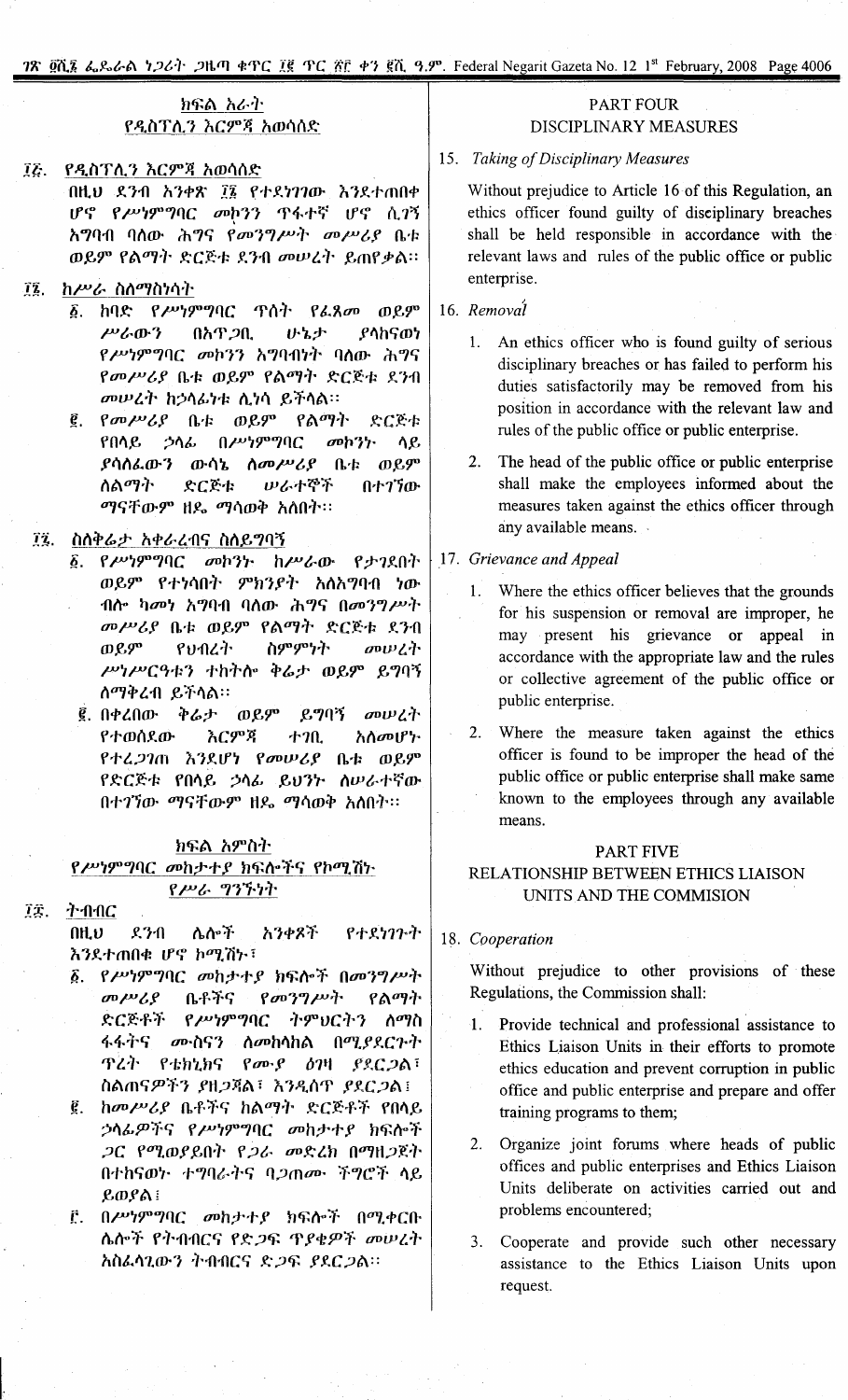## ክፍል አራት
## የዲስፕሊን እርምጃ አወሳሰድ

**፲፭. የዲስፕሊን እርምጃ አወሳሰድ**

በዚህ ደንብ አንቀጽ ፲፮ የተደነገገው እንደተጠበቀ ሆኖ የሥነምግባር መኮንን ጥፋተኛ ሆኖ ሲገኝ አግባብ ባለው ሕግና የመንግሥት መሥሪያ ቤቱ ወይም የልማት ድርጅቱ ደንብ መሠረት ይጠየቃል።

**፲፮. ከሥራ ስለማስነሳት**

፩. ከባድ የሥነምግባር ጥሰት የፈጸመ ወይም ሥራውን በአጥጋቢ ሁኔታ ያላከናወነ የሥነምግባር መኮንን አግባብነት ባለው ሕግና የመሥሪያ ቤቱ ወይም የልማት ድርጅቱ ደንብ መሠረት ከኃላፊነቱ ሊነሳ ይችላል።

፪. የመሥሪያ ቤቱ ወይም የልማት ድርጅቱ የበላይ ኃላፊ በሥነምግባር መኮንኑ ላይ ያሳለፈውን ውሳኔ ለመሥሪያ ቤቱ ወይም ለልማት ድርጅቱ ሠራተኞች በተገኘው ማናቸውም ዘዴ ማሳወቅ አለበት።

**፲፯. ስለቅሬታ አቀራረብና ስለይግባኝ**

፩. የሥነምግባር መኮንኑ ከሥራው የታገደበት ወይም የተነሳበት ምክንያት አለአግባብ ነው ብሎ ካመነ አግባብ ባለው ሕግና በመንግሥት መሥሪያ ቤቱ ወይም የልማት ድርጅቱ ደንብ ወይም የህብረት ስምምነት መሠረት ሥነሥርዓቱን ተከትሎ ቅሬታ ወይም ይግባኝ ለማቅረብ ይችላል።

፪. በቀረበው ቅሬታ ወይም ይግባኝ መሠረት የተወሰደው እርምጃ ተገቢ አለመሆኑ የተረጋገጠ እንደሆነ የመሥሪያ ቤቱ ወይም የድርጅቱ የበላይ ኃላፊ ይህንኑ ለሠራተኛው በተገኘው ማናቸውም ዘዴ ማሳወቅ አለበት።

## ክፍል አምስት
## የሥነምግባር መከታተያ ክፍሎችና የኮሚሽኑ የሥራ ግንኙነት

**፲፰. ትብብር**

በዚህ ደንብ ሌሎች አንቀጾች የተደነገጉት እንደተጠበቁ ሆኖ ኮሚሽኑ፣

፩. የሥነምግባር መከታተያ ክፍሎች በመንግሥት መሥሪያ ቤቶችና የመንግሥት የልማት ድርጅቶች የሥነምግባር ትምህርትን ለማስፋፋትና ሙስናን ለመከላከል በሚያደርጉት ጥረት የቴክኒክና የሙያ ዕገዛ ያደርጋል፣ ስልጠናዎችን ያዘጋጃል፣ እንዲሰጥ ያደርጋል፤

፪. ከመሥሪያ ቤቶችና ከልማት ድርጅቶች የበላይ ኃላፊዎችና የሥነምግባር መከታተያ ክፍሎች ጋር የሚወያይበት የጋራ መድረክ በማዘጋጀት በተከናወኑ ተግባራትና ባጋጠሙ ችግሮች ላይ ይወያል፤

፫. በሥነምግባር መከታተያ ክፍሎች በሚቀርቡ ሌሎች የትብብርና የድጋፍ ጥያቄዎች መሠረት አስፈላጊውን ትብብርና ድጋፍ ያደርጋል።

## PART FOUR
## DISCIPLINARY MEASURES

15. *Taking of Disciplinary Measures*

Without prejudice to Article 16 of this Regulation, an ethics officer found guilty of disciplinary breaches shall be held responsible in accordance with the relevant laws and rules of the public office or public enterprise.

16. *Removal*

1. An ethics officer who is found guilty of serious disciplinary breaches or has failed to perform his duties satisfactorily may be removed from his position in accordance with the relevant law and rules of the public office or public enterprise.

2. The head of the public office or public enterprise shall make the employees informed about the measures taken against the ethics officer through any available means.

17. *Grievance and Appeal*

1. Where the ethics officer believes that the grounds for his suspension or removal are improper, he may present his grievance or appeal in accordance with the appropriate law and the rules or collective agreement of the public office or public enterprise.

2. Where the measure taken against the ethics officer is found to be improper the head of the public office or public enterprise shall make same known to the employees through any available means.

## PART FIVE
## RELATIONSHIP BETWEEN ETHICS LIAISON UNITS AND THE COMMISION

18. *Cooperation*

Without prejudice to other provisions of these Regulations, the Commission shall:

1. Provide technical and professional assistance to Ethics Liaison Units in their efforts to promote ethics education and prevent corruption in public office and public enterprise and prepare and offer training programs to them;

2. Organize joint forums where heads of public offices and public enterprises and Ethics Liaison Units deliberate on activities carried out and problems encountered;

3. Cooperate and provide such other necessary assistance to the Ethics Liaison Units upon request.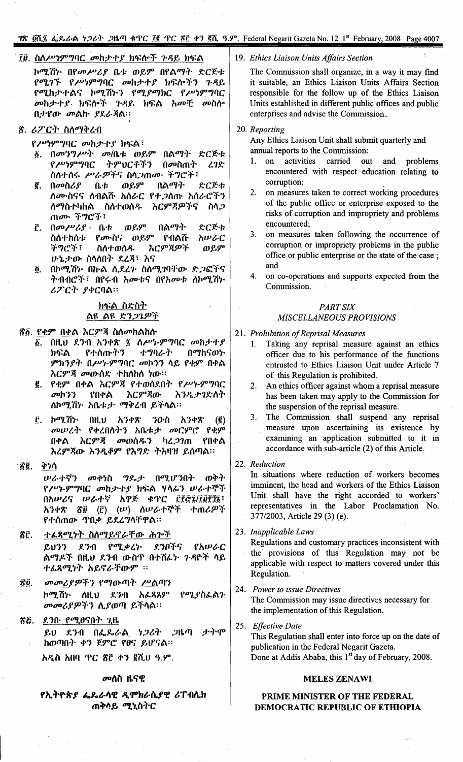## ፲፱. ስለሥነምግባር መከታተያ ክፍሎች ጉዳይ ክፍል

ኮሚሽኑ በየመሥሪያ ቤቱ ወይም በልማት ድርጅቱ የሚገኙ የሥነምግባር መከታተያ ክፍሎችን ጉዳይ የሚከታተልና ኮሚሽኑን የሚያማክር የሥነምግባር መከታተያ ክፍሎች ጉዳይ ክፍል አመቺ መስሎ በታየው መልኩ ያደራጃል።

## ፳. ሪፖርት ስለማቅረብ

የሥነምግባር መከታተያ ክፍል፣

፩. በመንግሥት መ/ቤቱ ወይም በልማት ድርጅቱ የሥነምግባር ትምህርቶችን በመስጠት ረገድ ስለተሰሩ ሥራዎችና ስላጋጠሙ ችግሮች፣

፪. በመስሪያ ቤቱ ወይም በልማት ድርጅቱ ለሙስናና ለብልሹ አሰራር የተጋለጡ አሰራሮችን ለማስተካከል ስለተወሰዱ እርምጃዎችና ስላጋጠሙ ችግሮች፣

፫. በመሥሪያ ቤቱ ወይም በልማት ድርጅቱ ስለተከሰቱ የሙስና ወይም የብልሹ አሠራር ችግሮች፣ ስለተወሰዱ እርምጃዎች ወይም ሁኔታው ስላለበት ደረጃ፣ እና

፬. ከኮሚሽኑ በኩል ሊደረጉ ስለሚገባቸው ድጋፎችና ትብብሮች፣ በየሩብ አመቱና በየአመቱ ለኮሚሽኑ ሪፖርት ያቀርባል።

## ክፍል ስድስት
## ልዩ ልዩ ድንጋጌዎች

## ፳፩. የቂም በቀል እርምጃ ስለመከልከሉ

፩. በዚህ ደንብ አንቀጽ ፯ ለሥነ-ምግባር መከታተያ ክፍል የተሰጡትን ተግባራት በማከናወኑ ምክንያት በሥነ-ምግባር መኮንን ላይ የቂም በቀል እርምጃ መውሰድ ተከለከለ ነው።

፪. የቂም በቀል እርምጃ የተወሰደበት የሥነ-ምግባር መኮንን የበቀል እርምጃው እንዲታገድለት ለኮሚሽኑ አቤቱታ ማቅረብ ይችላል።

፫. ኮሚሽኑ በዚህ አንቀጽ ንዑስ አንቀጽ (፪) መሠረት የቀረበለትን አቤቱታ መርምሮ የቂም በቀል እርምጃ መወሰዱን ካረጋገጠ የበቀል እርምጃው እንዲቆም የእግድ ትእዛዝ ይሰጣል።

## ፳፪. ቅነሳ

ሠራተኛን መቀነስ ግዴታ በሚሆንበት ወቅት የሥነ-ምግባር መከታተያ ክፍል ሃላፊና ሠራተኞች በአሠሪና ሠራተኛ አዋጅ ቁጥር ፫፻፸፯/፲፱፻፺፮፣ አንቀጽ ፳፱ (፫) (ሠ) ለሠራተኞች ተጠሪዎች የተሰጠው ጥበቃ ይደረግላቸዋል።

## ፳፫. ተፈጻሚነት ስለማይኖራቸው ሕጎች

ይህንን ደንብ የሚቃረኑ ደንቦችና የአሠራር ልማዶች በዚህ ደንብ ውስጥ በተሸፈኑ ጉዳዮች ላይ ተፈጻሚነት አይኖራቸውም ።

## ፳፬. መመሪያዎችን የማውጣት ሥልጣን

ኮሚሽኑ ለዚህ ደንብ አፈጻጸም የሚያስፈልጉ መመሪያዎችን ሊያወጣ ይችላል።

## ፳፭. ደንቡ የሚፀናበት ጊዜ

ይህ ደንብ በፌዴራል ነጋሪት ጋዜጣ ታትሞ ከወጣበት ቀን ጀምሮ የፀና ይሆናል።

አዲስ አበባ ጥር ፳፫ ቀን ፪ሺህ ዓ.ም.

**መለስ ዜናዊ**

**የኢትዮጵያ ፌዴራላዊ ዲሞክራሲያዊ ሪፐብሊክ ጠቅላይ ሚኒስትር**

## 19. *Ethics Liaison Units Affairs Section*

The Commission shall organize, in a way it may find it suitable, an Ethics Liaison Units Affairs Section responsible for the follow up of the Ethics Liaison Units established in different public offices and public enterprises and advise the Commission.

## 20. *Reporting*

Any Ethics Liaison Unit shall submit quarterly and annual reports to the Commission:

1. on activities carried out and problems encountered with respect education relating to corruption;
2. on measures taken to correct working procedures of the public office or enterprise exposed to the risks of corruption and impropriety and problems encountered;
3. on measures taken following the occurrence of corruption or impropriety problems in the public office or public enterprise or the state of the case ; and
4. on co-operations and supports expected from the Commission.

## *PART SIX*
## *MISCELLANEOUS PROVISIONS*

## 21. *Prohibition of Reprisal Measures*

1. Taking any reprisal measure against an ethics officer due to his performance of the functions entrusted to Ethics Liaison Unit under Article 7 of this Regulation is prohibited.
2. An ethics officer against whom a reprisal measure has been taken may apply to the Commission for the suspension of the reprisal measure.
3. The Commission shall suspend any reprisal measure upon ascertaining its existence by examining an application submitted to it in accordance with sub-article (2) of this Article.

## 22. *Reduction*

In situations where reduction of workers becomes imminent, the head and workers of the Ethics Liaison Unit shall have the right accorded to workers' representatives in the Labor Proclamation No. 377/2003, Article 29 (3) (e).

## 23. *Inapplicable Laws*

Regulations and customary practices inconsistent with the provisions of this Regulation may not be applicable with respect to matters covered under this Regulation.

## 24. *Power to issue Directives*

The Commission may issue directives necessary for the implementation of this Regulation.

## 25. *Effective Date*

This Regulation shall enter into force up on the date of publication in the Federal Negarit Gazeta.

Done at Addis Ababa, this 1st day of February, 2008.

**MELES ZENAWI**

**PRIME MINISTER OF THE FEDERAL DEMOCRATIC REPUBLIC OF ETHIOPIA**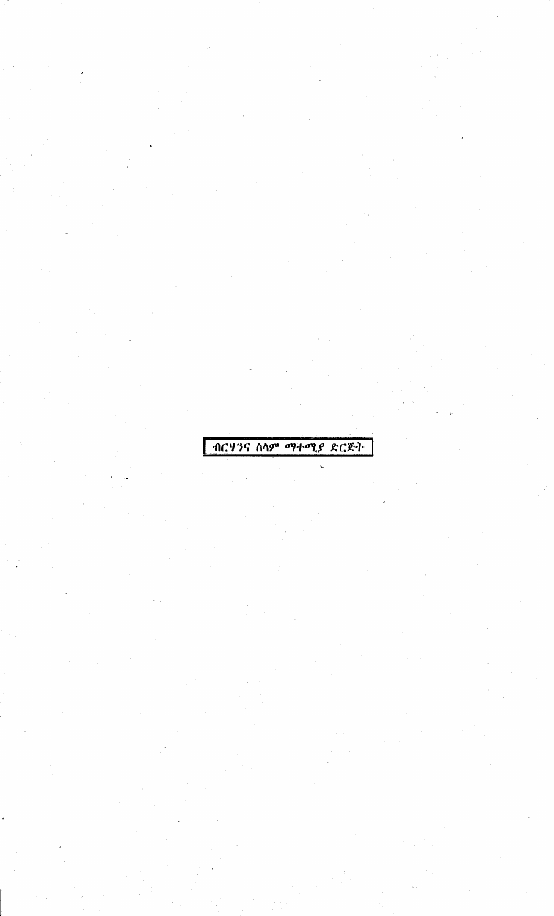ብርሃንና ሰላም ማተሚያ ድርጅት